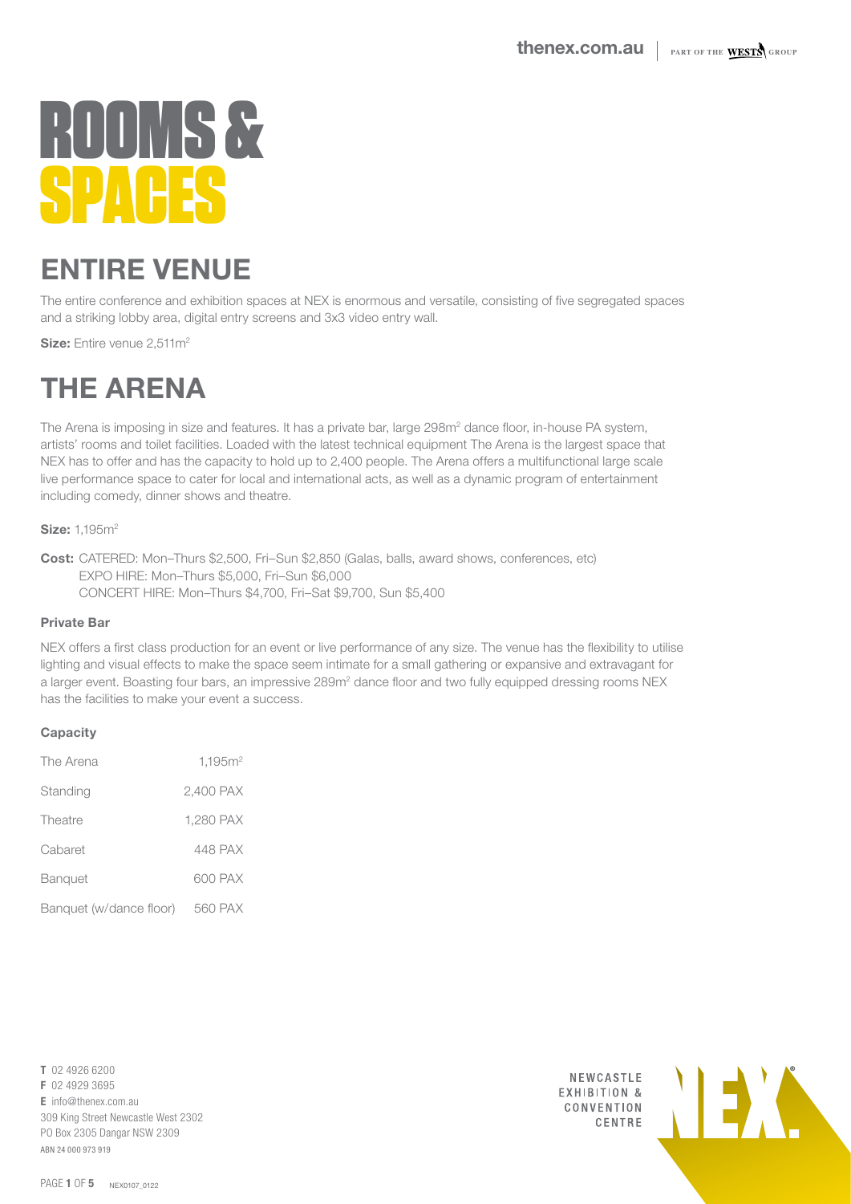# ROOMS & SPACES

## ENTIRE VENUE

The entire conference and exhibition spaces at NEX is enormous and versatile, consisting of five segregated spaces and a striking lobby area, digital entry screens and 3x3 video entry wall.

**Size:** Entire venue 2,511m$^2$

## THE ARENA

The Arena is imposing in size and features. It has a private bar, large 298m$^2$ dance floor, in-house PA system, artists' rooms and toilet facilities. Loaded with the latest technical equipment The Arena is the largest space that NEX has to offer and has the capacity to hold up to 2,400 people. The Arena offers a multifunctional large scale live performance space to cater for local and international acts, as well as a dynamic program of entertainment including comedy, dinner shows and theatre.

**Size:** 1,195m$^2$

**Cost:** CATERED: Mon–Thurs $2,500, Fri–Sun $2,850 (Galas, balls, award shows, conferences, etc)
EXPO HIRE: Mon–Thurs $5,000, Fri–Sun $6,000
CONCERT HIRE: Mon–Thurs $4,700, Fri–Sat $9,700, Sun $5,400

### Private Bar

NEX offers a first class production for an event or live performance of any size. The venue has the flexibility to utilise lighting and visual effects to make the space seem intimate for a small gathering or expansive and extravagant for a larger event. Boasting four bars, an impressive 289m$^2$ dance floor and two fully equipped dressing rooms NEX has the facilities to make your event a success.

### Capacity

| | |
|---|---|
| The Arena | 1,195m$^2$ |
| Standing | 2,400 PAX |
| Theatre | 1,280 PAX |
| Cabaret | 448 PAX |
| Banquet | 600 PAX |
| Banquet (w/dance floor) | 560 PAX |

**T** 02 4926 6200
**F** 02 4929 3695
**E** info@thenex.com.au
309 King Street Newcastle West 2302
PO Box 2305 Dangar NSW 2309
ABN 24 000 973 919

NEWCASTLE EXHIBITION & CONVENTION CENTRE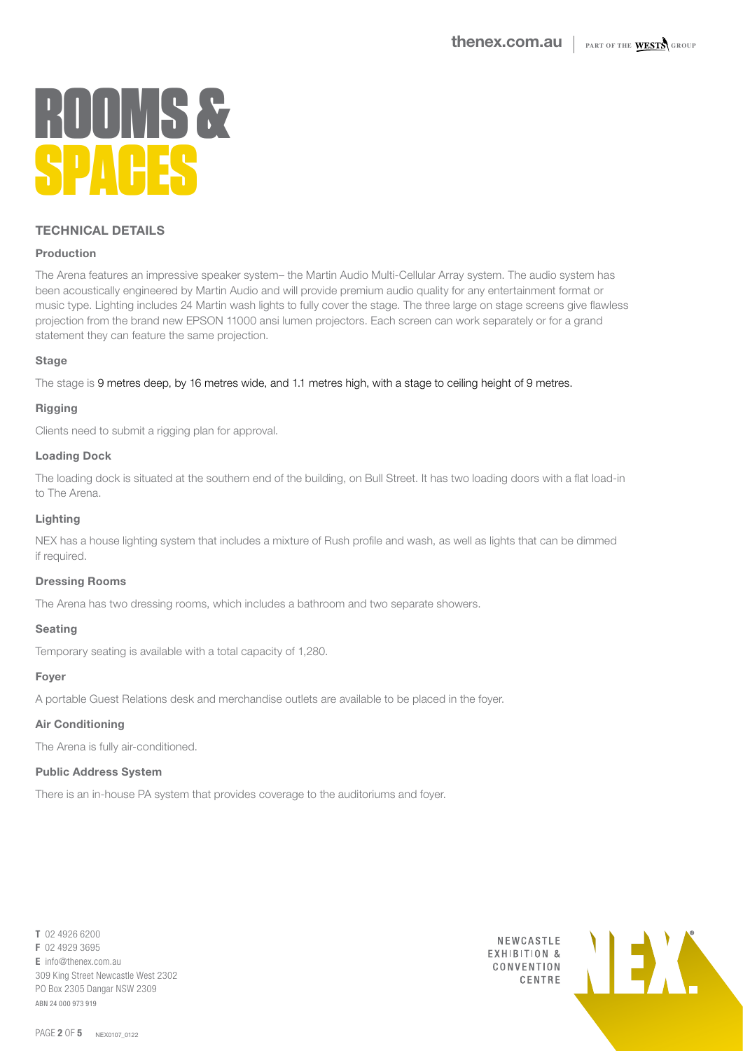# ROOMS & SPACES

## TECHNICAL DETAILS

### Production

The Arena features an impressive speaker system– the Martin Audio Multi-Cellular Array system. The audio system has been acoustically engineered by Martin Audio and will provide premium audio quality for any entertainment format or music type. Lighting includes 24 Martin wash lights to fully cover the stage. The three large on stage screens give flawless projection from the brand new EPSON 11000 ansi lumen projectors. Each screen can work separately or for a grand statement they can feature the same projection.

### Stage

The stage is 9 metres deep, by 16 metres wide, and 1.1 metres high, with a stage to ceiling height of 9 metres.

### Rigging

Clients need to submit a rigging plan for approval.

### Loading Dock

The loading dock is situated at the southern end of the building, on Bull Street. It has two loading doors with a flat load-in to The Arena.

### Lighting

NEX has a house lighting system that includes a mixture of Rush profile and wash, as well as lights that can be dimmed if required.

### Dressing Rooms

The Arena has two dressing rooms, which includes a bathroom and two separate showers.

### Seating

Temporary seating is available with a total capacity of 1,280.

### Foyer

A portable Guest Relations desk and merchandise outlets are available to be placed in the foyer.

### Air Conditioning

The Arena is fully air-conditioned.

### Public Address System

There is an in-house PA system that provides coverage to the auditoriums and foyer.

**T** 02 4926 6200
**F** 02 4929 3695
**E** info@thenex.com.au
309 King Street Newcastle West 2302
PO Box 2305 Dangar NSW 2309
ABN 24 000 973 919

NEWCASTLE EXHIBITION & CONVENTION CENTRE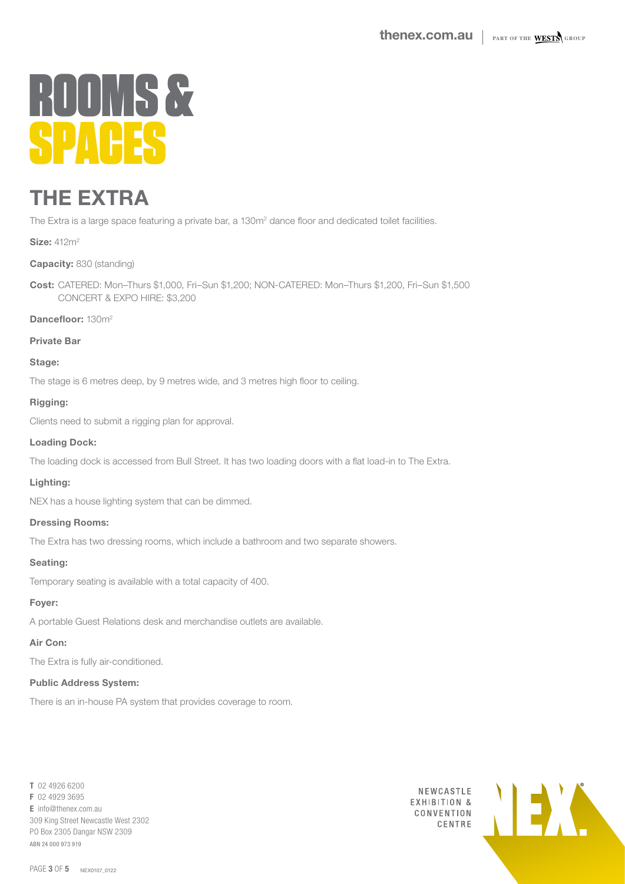# ROOMS & SPACES

## THE EXTRA

The Extra is a large space featuring a private bar, a 130m$^2$ dance floor and dedicated toilet facilities.

**Size:** 412m$^2$

**Capacity:** 830 (standing)

**Cost:** CATERED: Mon–Thurs $1,000, Fri–Sun $1,200; NON-CATERED: Mon–Thurs $1,200, Fri–Sun $1,500
CONCERT & EXPO HIRE: $3,200

**Dancefloor:** 130m$^2$

**Private Bar**

**Stage:**

The stage is 6 metres deep, by 9 metres wide, and 3 metres high floor to ceiling.

**Rigging:**

Clients need to submit a rigging plan for approval.

**Loading Dock:**

The loading dock is accessed from Bull Street. It has two loading doors with a flat load-in to The Extra.

**Lighting:**

NEX has a house lighting system that can be dimmed.

**Dressing Rooms:**

The Extra has two dressing rooms, which include a bathroom and two separate showers.

**Seating:**

Temporary seating is available with a total capacity of 400.

**Foyer:**

A portable Guest Relations desk and merchandise outlets are available.

**Air Con:**

The Extra is fully air-conditioned.

**Public Address System:**

There is an in-house PA system that provides coverage to room.

**T** 02 4926 6200
**F** 02 4929 3695
**E** info@thenex.com.au
309 King Street Newcastle West 2302
PO Box 2305 Dangar NSW 2309
ABN 24 000 973 919

NEWCASTLE EXHIBITION & CONVENTION CENTRE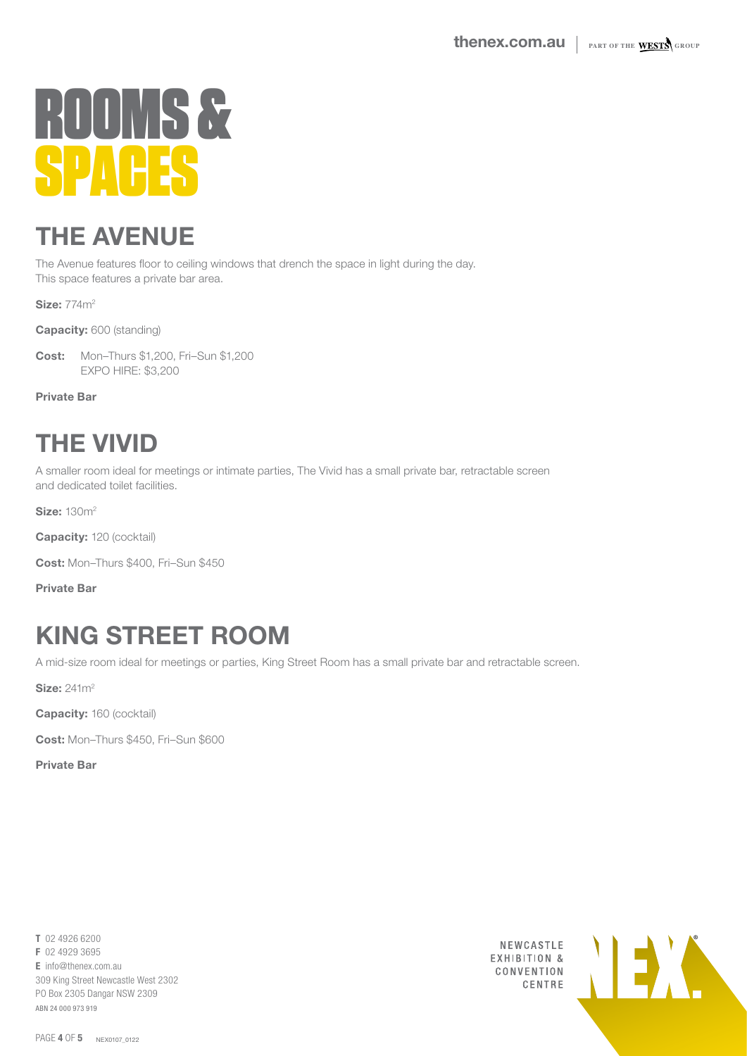# ROOMS & SPACES

## THE AVENUE

The Avenue features floor to ceiling windows that drench the space in light during the day. This space features a private bar area.

**Size:** $774m^2$

**Capacity:** 600 (standing)

**Cost:** Mon–Thurs $1,200, Fri–Sun $1,200
EXPO HIRE: $3,200

**Private Bar**

## THE VIVID

A smaller room ideal for meetings or intimate parties, The Vivid has a small private bar, retractable screen and dedicated toilet facilities.

**Size:** $130m^2$

**Capacity:** 120 (cocktail)

**Cost:** Mon–Thurs $400, Fri–Sun $450

**Private Bar**

## KING STREET ROOM

A mid-size room ideal for meetings or parties, King Street Room has a small private bar and retractable screen.

**Size:** $241m^2$

**Capacity:** 160 (cocktail)

**Cost:** Mon–Thurs $450, Fri–Sun $600

**Private Bar**

**T** 02 4926 6200
**F** 02 4929 3695
**E** info@thenex.com.au
309 King Street Newcastle West 2302
PO Box 2305 Dangar NSW 2309
ABN 24 000 973 919

NEWCASTLE EXHIBITION & CONVENTION CENTRE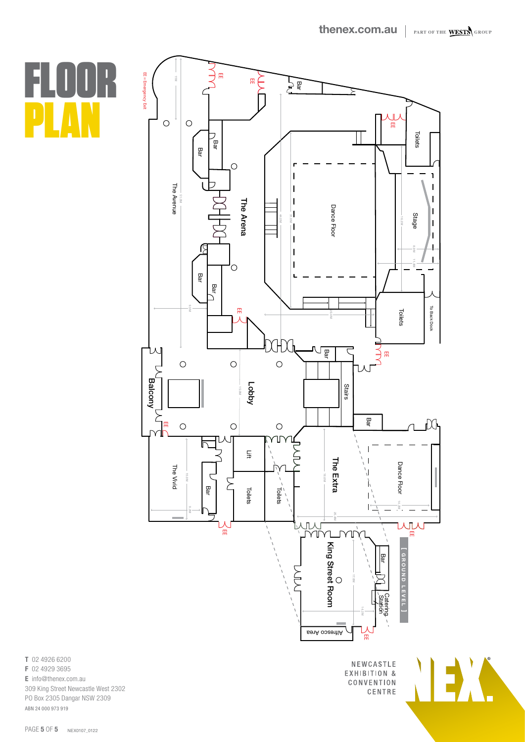# FLOOR PLAN

EE = Emergency Exit

The Avenue

The Arena

Dance Floor

Stage

Toilets

To Back Dock

Bar

Lobby

Balcony

Stairs

Lift

The Vivid

The Extra

King Street Room

Catering Station

Alfresco Area

[ GROUND LEVEL ]

**T** 02 4926 6200
**F** 02 4929 3695
**E** info@thenex.com.au
309 King Street Newcastle West 2302
PO Box 2305 Dangar NSW 2309
ABN 24 000 973 919

NEWCASTLE EXHIBITION & CONVENTION CENTRE

NEX0107_0122